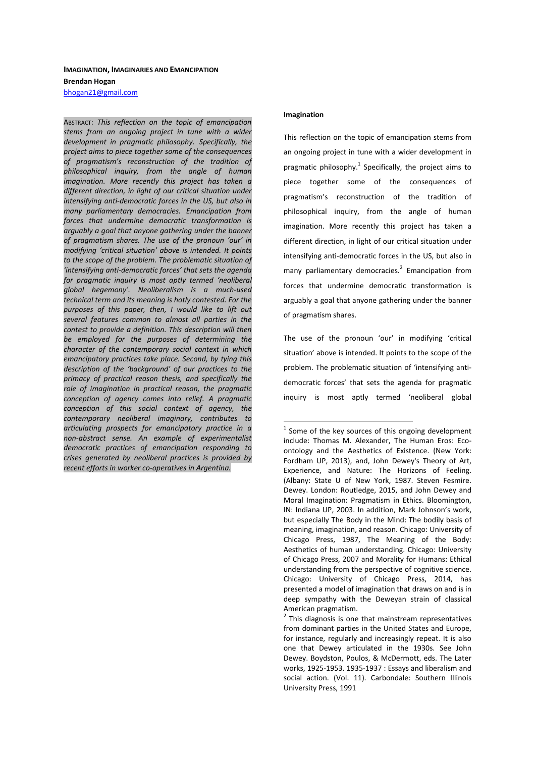# IMAGINATION, IMAGINARIES AND EMANCIPATION

**Brendan Hogan**

bhogan21@gmail.com

ABSTRACT: *This reflection on the topic of emancipation stems from an ongoing project in tune with a wider development in pragmatic philosophy. Specifically, the project aims to piece together some of the consequences of pragmatism's reconstruction of the tradition of philosophical inquiry, from the angle of human imagination. More recently this project has taken a different direction, in light of our critical situation under intensifying anti-democratic forces in the US, but also in many parliamentary democracies. Emancipation from forces that undermine democratic transformation is arguably a goal that anyone gathering under the banner of pragmatism shares. The use of the pronoun 'our' in modifying 'critical situation' above is intended. It points to the scope of the problem. The problematic situation of 'intensifying anti-democratic forces' that sets the agenda for pragmatic inquiry is most aptly termed 'neoliberal global hegemony'. Neoliberalism is a much-used technical term and its meaning is hotly contested. For the purposes of this paper, then, I would like to lift out several features common to almost all parties in the contest to provide a definition. This description will then be employed for the purposes of determining the character of the contemporary social context in which emancipatory practices take place. Second, by tying this description of the 'background' of our practices to the primacy of practical reason thesis, and specifically the role of imagination in practical reason, the pragmatic conception of agency comes into relief. A pragmatic conception of this social context of agency, the contemporary neoliberal imaginary, contributes to articulating prospects for emancipatory practice in a non-abstract sense. An example of experimentalist democratic practices of emancipation responding to crises generated by neoliberal practices is provided by recent efforts in worker co-operatives in Argentina.*

## Imagination

This reflection on the topic of emancipation stems from an ongoing project in tune with a wider development in pragmatic philosophy.[1] Specifically, the project aims to piece together some of the consequences of pragmatism's reconstruction of the tradition of philosophical inquiry, from the angle of human imagination. More recently this project has taken a different direction, in light of our critical situation under intensifying anti-democratic forces in the US, but also in many parliamentary democracies.[2] Emancipation from forces that undermine democratic transformation is arguably a goal that anyone gathering under the banner of pragmatism shares.

The use of the pronoun 'our' in modifying 'critical situation' above is intended. It points to the scope of the problem. The problematic situation of 'intensifying anti-democratic forces' that sets the agenda for pragmatic inquiry is most aptly termed 'neoliberal global

---

[1] Some of the key sources of this ongoing development include: Thomas M. Alexander, The Human Eros: Eco-ontology and the Aesthetics of Existence. (New York: Fordham UP, 2013), and, John Dewey's Theory of Art, Experience, and Nature: The Horizons of Feeling. (Albany: State U of New York, 1987. Steven Fesmire. Dewey. London: Routledge, 2015, and John Dewey and Moral Imagination: Pragmatism in Ethics. Bloomington, IN: Indiana UP, 2003. In addition, Mark Johnson's work, but especially The Body in the Mind: The bodily basis of meaning, imagination, and reason. Chicago: University of Chicago Press, 1987, The Meaning of the Body: Aesthetics of human understanding. Chicago: University of Chicago Press, 2007 and Morality for Humans: Ethical understanding from the perspective of cognitive science. Chicago: University of Chicago Press, 2014, has presented a model of imagination that draws on and is in deep sympathy with the Deweyan strain of classical American pragmatism.

[2] This diagnosis is one that mainstream representatives from dominant parties in the United States and Europe, for instance, regularly and increasingly repeat. It is also one that Dewey articulated in the 1930s. See John Dewey. Boydston, Poulos, & McDermott, eds. The Later works, 1925-1953. 1935-1937 : Essays and liberalism and social action. (Vol. 11). Carbondale: Southern Illinois University Press, 1991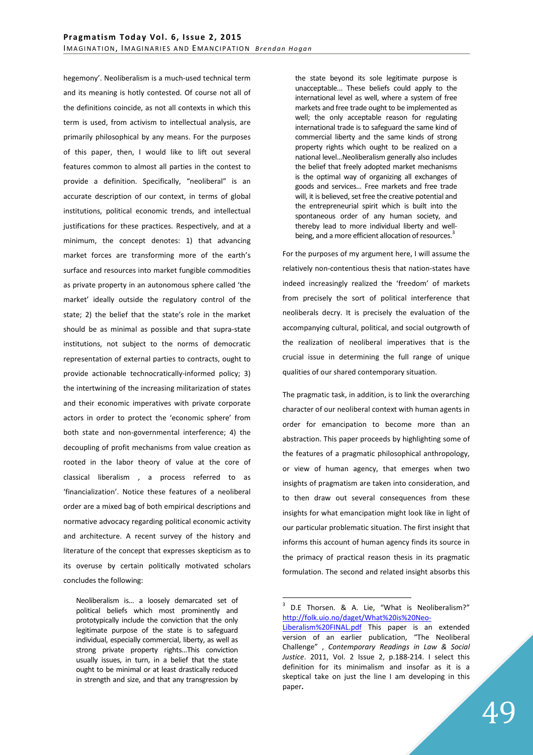hegemony'. Neoliberalism is a much-used technical term and its meaning is hotly contested. Of course not all of the definitions coincide, as not all contexts in which this term is used, from activism to intellectual analysis, are primarily philosophical by any means. For the purposes of this paper, then, I would like to lift out several features common to almost all parties in the contest to provide a definition. Specifically, "neoliberal" is an accurate description of our context, in terms of global institutions, political economic trends, and intellectual justifications for these practices. Respectively, and at a minimum, the concept denotes: 1) that advancing market forces are transforming more of the earth's surface and resources into market fungible commodities as private property in an autonomous sphere called 'the market' ideally outside the regulatory control of the state; 2) the belief that the state's role in the market should be as minimal as possible and that supra-state institutions, not subject to the norms of democratic representation of external parties to contracts, ought to provide actionable technocratically-informed policy; 3) the intertwining of the increasing militarization of states and their economic imperatives with private corporate actors in order to protect the 'economic sphere' from both state and non-governmental interference; 4) the decoupling of profit mechanisms from value creation as rooted in the labor theory of value at the core of classical liberalism , a process referred to as 'financialization'. Notice these features of a neoliberal order are a mixed bag of both empirical descriptions and normative advocacy regarding political economic activity and architecture. A recent survey of the history and literature of the concept that expresses skepticism as to its overuse by certain politically motivated scholars concludes the following:

> Neoliberalism is… a loosely demarcated set of political beliefs which most prominently and prototypically include the conviction that the only legitimate purpose of the state is to safeguard individual, especially commercial, liberty, as well as strong private property rights…This conviction usually issues, in turn, in a belief that the state ought to be minimal or at least drastically reduced in strength and size, and that any transgression by the state beyond its sole legitimate purpose is unacceptable… These beliefs could apply to the international level as well, where a system of free markets and free trade ought to be implemented as well; the only acceptable reason for regulating international trade is to safeguard the same kind of commercial liberty and the same kinds of strong property rights which ought to be realized on a national level…Neoliberalism generally also includes the belief that freely adopted market mechanisms is the optimal way of organizing all exchanges of goods and services… Free markets and free trade will, it is believed, set free the creative potential and the entrepreneurial spirit which is built into the spontaneous order of any human society, and thereby lead to more individual liberty and well-being, and a more efficient allocation of resources.[3]

For the purposes of my argument here, I will assume the relatively non-contentious thesis that nation-states have indeed increasingly realized the 'freedom' of markets from precisely the sort of political interference that neoliberals decry. It is precisely the evaluation of the accompanying cultural, political, and social outgrowth of the realization of neoliberal imperatives that is the crucial issue in determining the full range of unique qualities of our shared contemporary situation.

The pragmatic task, in addition, is to link the overarching character of our neoliberal context with human agents in order for emancipation to become more than an abstraction. This paper proceeds by highlighting some of the features of a pragmatic philosophical anthropology, or view of human agency, that emerges when two insights of pragmatism are taken into consideration, and to then draw out several consequences from these insights for what emancipation might look like in light of our particular problematic situation. The first insight that informs this account of human agency finds its source in the primacy of practical reason thesis in its pragmatic formulation. The second and related insight absorbs this

---

[3] D.E Thorsen. & A. Lie, "What is Neoliberalism?" http://folk.uio.no/daget/What%20is%20Neo-Liberalism%20FINAL.pdf This paper is an extended version of an earlier publication, "The Neoliberal Challenge" , *Contemporary Readings in Law & Social Justice*. 2011, Vol. 2 Issue 2, p.188-214. I select this definition for its minimalism and insofar as it is a skeptical take on just the line I am developing in this paper**.**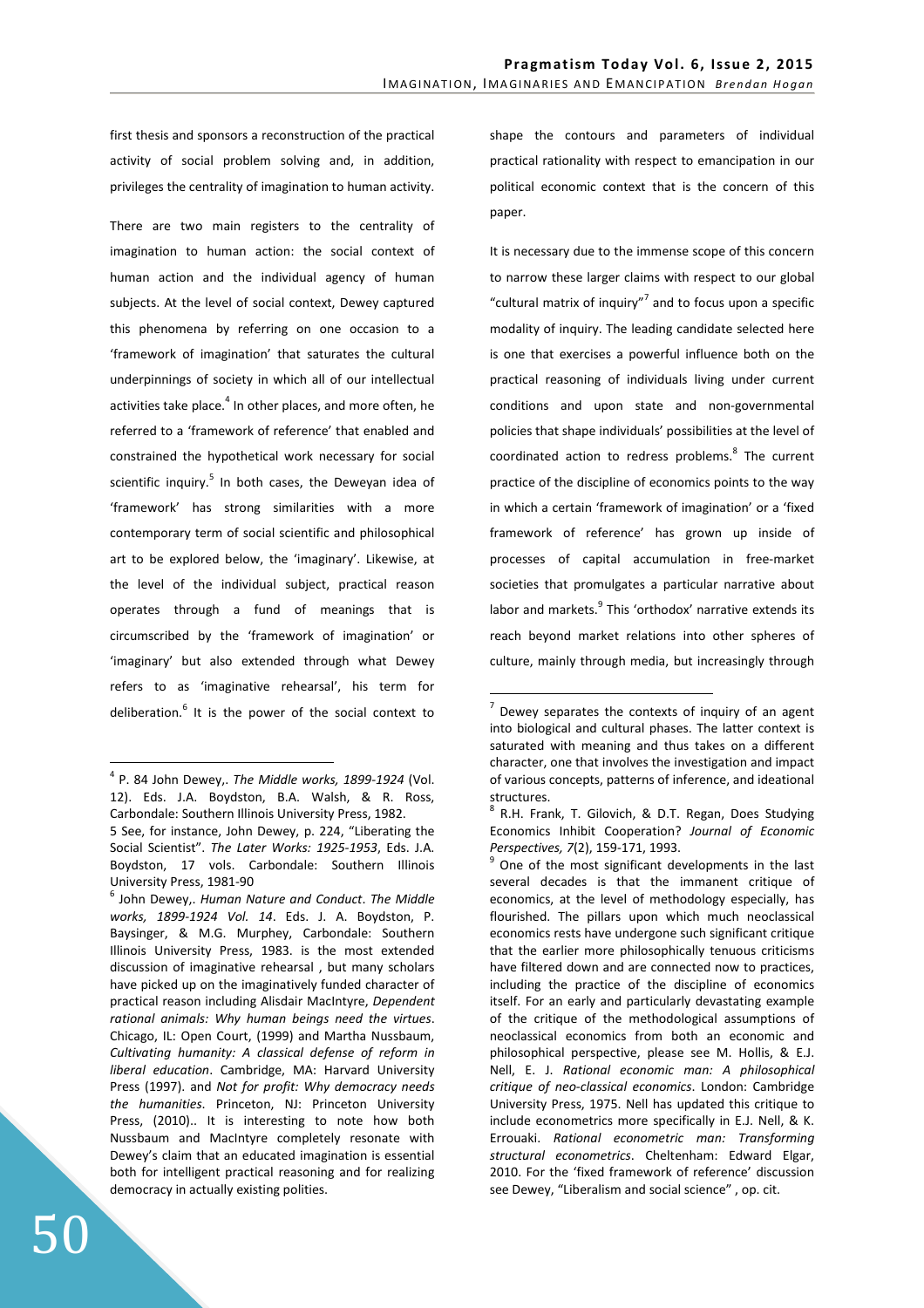first thesis and sponsors a reconstruction of the practical activity of social problem solving and, in addition, privileges the centrality of imagination to human activity.

There are two main registers to the centrality of imagination to human action: the social context of human action and the individual agency of human subjects. At the level of social context, Dewey captured this phenomena by referring on one occasion to a 'framework of imagination' that saturates the cultural underpinnings of society in which all of our intellectual activities take place.[4] In other places, and more often, he referred to a 'framework of reference' that enabled and constrained the hypothetical work necessary for social scientific inquiry.[5] In both cases, the Deweyan idea of 'framework' has strong similarities with a more contemporary term of social scientific and philosophical art to be explored below, the 'imaginary'. Likewise, at the level of the individual subject, practical reason operates through a fund of meanings that is circumscribed by the 'framework of imagination' or 'imaginary' but also extended through what Dewey refers to as 'imaginative rehearsal', his term for deliberation.[6] It is the power of the social context to shape the contours and parameters of individual practical rationality with respect to emancipation in our political economic context that is the concern of this paper.

It is necessary due to the immense scope of this concern to narrow these larger claims with respect to our global "cultural matrix of inquiry"[7] and to focus upon a specific modality of inquiry. The leading candidate selected here is one that exercises a powerful influence both on the practical reasoning of individuals living under current conditions and upon state and non-governmental policies that shape individuals' possibilities at the level of coordinated action to redress problems.[8] The current practice of the discipline of economics points to the way in which a certain 'framework of imagination' or a 'fixed framework of reference' has grown up inside of processes of capital accumulation in free-market societies that promulgates a particular narrative about labor and markets.[9] This 'orthodox' narrative extends its reach beyond market relations into other spheres of culture, mainly through media, but increasingly through

---

[4] P. 84 John Dewey,. *The Middle works, 1899-1924* (Vol. 12). Eds. J.A. Boydstone, B.A. Walsh, & R. Ross, Carbondale: Southern Illinois University Press, 1982.

5 See, for instance, John Dewey, p. 224, "Liberating the Social Scientist". *The Later Works: 1925-1953*, Eds. J.A. Boydston, 17 vols. Carbondale: Southern Illinois University Press, 1981-90

[6] John Dewey,. *Human Nature and Conduct*. *The Middle works, 1899-1924 Vol. 14*. Eds. J. A. Boydston, P. Baysinger, & M.G. Murphey, Carbondale: Southern Illinois University Press, 1983. is the most extended discussion of imaginative rehearsal , but many scholars have picked up on the imaginatively funded character of practical reason including Alisdair MacIntyre, *Dependent rational animals: Why human beings need the virtues*. Chicago, IL: Open Court, (1999) and Martha Nussbaum, *Cultivating humanity: A classical defense of reform in liberal education*. Cambridge, MA: Harvard University Press (1997). and *Not for profit: Why democracy needs the humanities*. Princeton, NJ: Princeton University Press, (2010).. It is interesting to note how both Nussbaum and MacIntyre completely resonate with Dewey's claim that an educated imagination is essential both for intelligent practical reasoning and for realizing democracy in actually existing polities.

[7] Dewey separates the contexts of inquiry of an agent into biological and cultural phases. The latter context is saturated with meaning and thus takes on a different character, one that involves the investigation and impact of various concepts, patterns of inference, and ideational structures.

[8] R.H. Frank, T. Gilovich, & D.T. Regan, Does Studying Economics Inhibit Cooperation? *Journal of Economic Perspectives, 7*(2), 159-171, 1993.

[9] One of the most significant developments in the last several decades is that the immanent critique of economics, at the level of methodology especially, has flourished. The pillars upon which much neoclassical economics rests have undergone such significant critique that the earlier more philosophically tenuous criticisms have filtered down and are connected now to practices, including the practice of the discipline of economics itself. For an early and particularly devastating example of the critique of the methodological assumptions of neoclassical economics from both an economic and philosophical perspective, please see M. Hollis, & E.J. Nell, E. J. *Rational economic man: A philosophical critique of neo-classical economics*. London: Cambridge University Press, 1975. Nell has updated this critique to include econometrics more specifically in E.J. Nell, & K. Errouaki. *Rational econometric man: Transforming structural econometrics*. Cheltenham: Edward Elgar, 2010. For the 'fixed framework of reference' discussion see Dewey, "Liberalism and social science" , op. cit.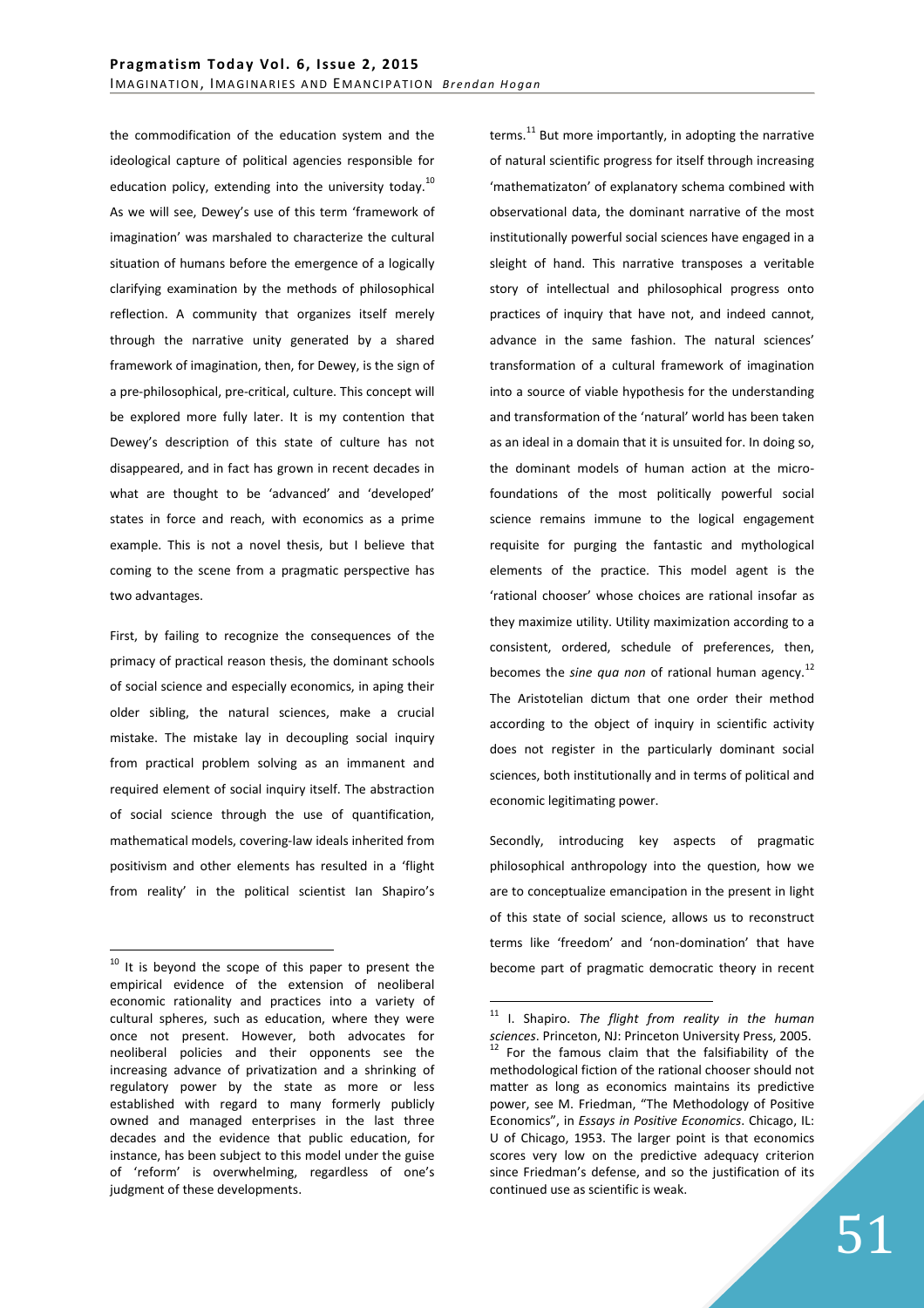the commodification of the education system and the ideological capture of political agencies responsible for education policy, extending into the university today.[10] As we will see, Dewey's use of this term 'framework of imagination' was marshaled to characterize the cultural situation of humans before the emergence of a logically clarifying examination by the methods of philosophical reflection. A community that organizes itself merely through the narrative unity generated by a shared framework of imagination, then, for Dewey, is the sign of a pre-philosophical, pre-critical, culture. This concept will be explored more fully later. It is my contention that Dewey's description of this state of culture has not disappeared, and in fact has grown in recent decades in what are thought to be 'advanced' and 'developed' states in force and reach, with economics as a prime example. This is not a novel thesis, but I believe that coming to the scene from a pragmatic perspective has two advantages.

First, by failing to recognize the consequences of the primacy of practical reason thesis, the dominant schools of social science and especially economics, in aping their older sibling, the natural sciences, make a crucial mistake. The mistake lay in decoupling social inquiry from practical problem solving as an immanent and required element of social inquiry itself. The abstraction of social science through the use of quantification, mathematical models, covering-law ideals inherited from positivism and other elements has resulted in a 'flight from reality' in the political scientist Ian Shapiro's terms.[11] But more importantly, in adopting the narrative of natural scientific progress for itself through increasing 'mathematizaton' of explanatory schema combined with observational data, the dominant narrative of the most institutionally powerful social sciences have engaged in a sleight of hand. This narrative transposes a veritable story of intellectual and philosophical progress onto practices of inquiry that have not, and indeed cannot, advance in the same fashion. The natural sciences' transformation of a cultural framework of imagination into a source of viable hypothesis for the understanding and transformation of the 'natural' world has been taken as an ideal in a domain that it is unsuited for. In doing so, the dominant models of human action at the micro-foundations of the most politically powerful social science remains immune to the logical engagement requisite for purging the fantastic and mythological elements of the practice. This model agent is the 'rational chooser' whose choices are rational insofar as they maximize utility. Utility maximization according to a consistent, ordered, schedule of preferences, then, becomes the *sine qua non* of rational human agency.[12] The Aristotelian dictum that one order their method according to the object of inquiry in scientific activity does not register in the particularly dominant social sciences, both institutionally and in terms of political and economic legitimating power.

Secondly, introducing key aspects of pragmatic philosophical anthropology into the question, how we are to conceptualize emancipation in the present in light of this state of social science, allows us to reconstruct terms like 'freedom' and 'non-domination' that have become part of pragmatic democratic theory in recent

---

[10] It is beyond the scope of this paper to present the empirical evidence of the extension of neoliberal economic rationality and practices into a variety of cultural spheres, such as education, where they were once not present. However, both advocates for neoliberal policies and their opponents see the increasing advance of privatization and a shrinking of regulatory power by the state as more or less established with regard to many formerly publicly owned and managed enterprises in the last three decades and the evidence that public education, for instance, has been subject to this model under the guise of 'reform' is overwhelming, regardless of one's judgment of these developments.

[11] I. Shapiro. *The flight from reality in the human sciences*. Princeton, NJ: Princeton University Press, 2005.

[12] For the famous claim that the falsifiability of the methodological fiction of the rational chooser should not matter as long as economics maintains its predictive power, see M. Friedman, "The Methodology of Positive Economics", in *Essays in Positive Economics*. Chicago, IL: U of Chicago, 1953. The larger point is that economics scores very low on the predictive adequacy criterion since Friedman's defense, and so the justification of its continued use as scientific is weak.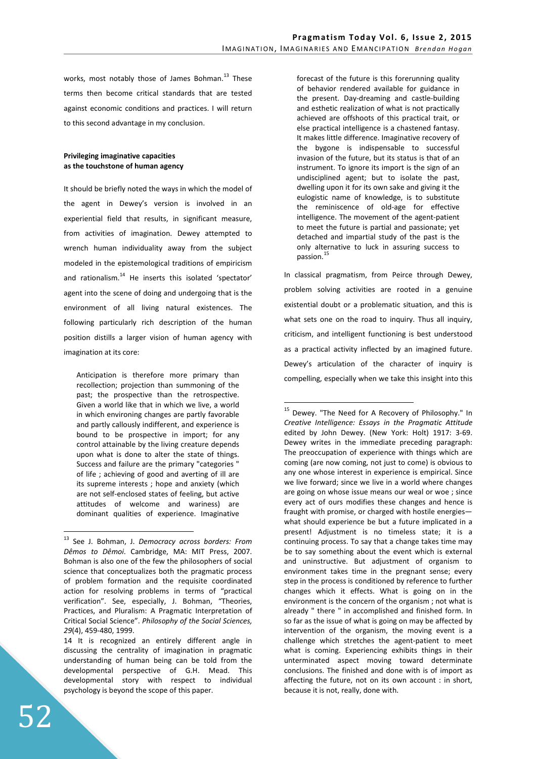works, most notably those of James Bohman.[13] These terms then become critical standards that are tested against economic conditions and practices. I will return to this second advantage in my conclusion.

**Privileging imaginative capacities as the touchstone of human agency**

It should be briefly noted the ways in which the model of the agent in Dewey's version is involved in an experiential field that results, in significant measure, from activities of imagination. Dewey attempted to wrench human individuality away from the subject modeled in the epistemological traditions of empiricism and rationalism.[14] He inserts this isolated 'spectator' agent into the scene of doing and undergoing that is the environment of all living natural existences. The following particularly rich description of the human position distills a larger vision of human agency with imagination at its core:

> Anticipation is therefore more primary than recollection; projection than summoning of the past; the prospective than the retrospective. Given a world like that in which we live, a world in which environing changes are partly favorable and partly callously indifferent, and experience is bound to be prospective in import; for any control attainable by the living creature depends upon what is done to alter the state of things. Success and failure are the primary "categories " of life ; achieving of good and averting of ill are its supreme interests ; hope and anxiety (which are not self-enclosed states of feeling, but active attitudes of welcome and wariness) are dominant qualities of experience. Imaginative forecast of the future is this forerunning quality of behavior rendered available for guidance in the present. Day-dreaming and castle-building and esthetic realization of what is not practically achieved are offshoots of this practical trait, or else practical intelligence is a chastened fantasy. It makes little difference. Imaginative recovery of the bygone is indispensable to successful invasion of the future, but its status is that of an instrument. To ignore its import is the sign of an undisciplined agent; but to isolate the past, dwelling upon it for its own sake and giving it the eulogistic name of knowledge, is to substitute the reminiscence of old-age for effective intelligence. The movement of the agent-patient to meet the future is partial and passionate; yet detached and impartial study of the past is the only alternative to luck in assuring success to passion.[15]

In classical pragmatism, from Peirce through Dewey, problem solving activities are rooted in a genuine existential doubt or a problematic situation, and this is what sets one on the road to inquiry. Thus all inquiry, criticism, and intelligent functioning is best understood as a practical activity inflected by an imagined future. Dewey's articulation of the character of inquiry is compelling, especially when we take this insight into this

---

[13] See J. Bohman, J. *Democracy across borders: From Dêmos to Dêmoi*. Cambridge, MA: MIT Press, 2007. Bohman is also one of the few the philosophers of social science that conceptualizes both the pragmatic process of problem formation and the requisite coordinated action for resolving problems in terms of "practical verification". See, especially, J. Bohman, "Theories, Practices, and Pluralism: A Pragmatic Interpretation of Critical Social Science". *Philosophy of the Social Sciences, 29*(4), 459-480, 1999.

[14] It is recognized an entirely different angle in discussing the centrality of imagination in pragmatic understanding of human being can be told from the developmental perspective of G.H. Mead. This developmental story with respect to individual psychology is beyond the scope of this paper.

[15] Dewey. "The Need for A Recovery of Philosophy." In *Creative Intelligence: Essays in the Pragmatic Attitude* edited by John Dewey. (New York: Holt) 1917: 3-69. Dewey writes in the immediate preceding paragraph: The preoccupation of experience with things which are coming (are now coming, not just to come) is obvious to any one whose interest in experience is empirical. Since we live forward; since we live in a world where changes are going on whose issue means our weal or woe ; since every act of ours modifies these changes and hence is fraught with promise, or charged with hostile energies—what should experience be but a future implicated in a present! Adjustment is no timeless state; it is a continuing process. To say that a change takes time may be to say something about the event which is external and uninstructive. But adjustment of organism to environment takes time in the pregnant sense; every step in the process is conditioned by reference to further changes which it effects. What is going on in the environment is the concern of the organism ; not what is already " there " in accomplished and finished form. In so far as the issue of what is going on may be affected by intervention of the organism, the moving event is a challenge which stretches the agent-patient to meet what is coming. Experiencing exhibits things in their unterminated aspect moving toward determinate conclusions. The finished and done with is of import as affecting the future, not on its own account : in short, because it is not, really, done with.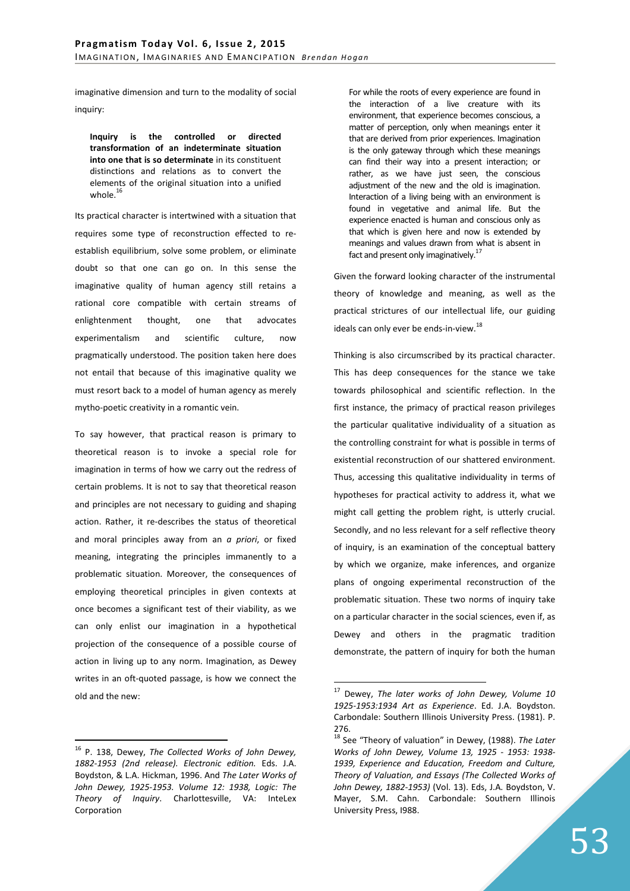imaginative dimension and turn to the modality of social inquiry:

> **Inquiry is the controlled or directed transformation of an indeterminate situation into one that is so determinate** in its constituent distinctions and relations as to convert the elements of the original situation into a unified whole.[16]

Its practical character is intertwined with a situation that requires some type of reconstruction effected to re-establish equilibrium, solve some problem, or eliminate doubt so that one can go on. In this sense the imaginative quality of human agency still retains a rational core compatible with certain streams of enlightenment thought, one that advocates experimentalism and scientific culture, now pragmatically understood. The position taken here does not entail that because of this imaginative quality we must resort back to a model of human agency as merely mytho-poetic creativity in a romantic vein.

To say however, that practical reason is primary to theoretical reason is to invoke a special role for imagination in terms of how we carry out the redress of certain problems. It is not to say that theoretical reason and principles are not necessary to guiding and shaping action. Rather, it re-describes the status of theoretical and moral principles away from an *a priori*, or fixed meaning, integrating the principles immanently to a problematic situation. Moreover, the consequences of employing theoretical principles in given contexts at once becomes a significant test of their viability, as we can only enlist our imagination in a hypothetical projection of the consequence of a possible course of action in living up to any norm. Imagination, as Dewey writes in an oft-quoted passage, is how we connect the old and the new:

> For while the roots of every experience are found in the interaction of a live creature with its environment, that experience becomes conscious, a matter of perception, only when meanings enter it that are derived from prior experiences. Imagination is the only gateway through which these meanings can find their way into a present interaction; or rather, as we have just seen, the conscious adjustment of the new and the old is imagination. Interaction of a living being with an environment is found in vegetative and animal life. But the experience enacted is human and conscious only as that which is given here and now is extended by meanings and values drawn from what is absent in fact and present only imaginatively.[17]

Given the forward looking character of the instrumental theory of knowledge and meaning, as well as the practical strictures of our intellectual life, our guiding ideals can only ever be ends-in-view.[18]

Thinking is also circumscribed by its practical character. This has deep consequences for the stance we take towards philosophical and scientific reflection. In the first instance, the primacy of practical reason privileges the particular qualitative individuality of a situation as the controlling constraint for what is possible in terms of existential reconstruction of our shattered environment. Thus, accessing this qualitative individuality in terms of hypotheses for practical activity to address it, what we might call getting the problem right, is utterly crucial. Secondly, and no less relevant for a self reflective theory of inquiry, is an examination of the conceptual battery by which we organize, make inferences, and organize plans of ongoing experimental reconstruction of the problematic situation. These two norms of inquiry take on a particular character in the social sciences, even if, as Dewey and others in the pragmatic tradition demonstrate, the pattern of inquiry for both the human

---

[16] P. 138, Dewey, *The Collected Works of John Dewey, 1882-1953 (2nd release). Electronic edition.* Eds. J.A. Boydston, & L.A. Hickman, 1996. And *The Later Works of John Dewey, 1925-1953. Volume 12: 1938, Logic: The Theory of Inquiry*. Charlottesville, VA: InteLex Corporation

[17] Dewey, *The later works of John Dewey, Volume 10 1925-1953:1934 Art as Experience*. Ed. J.A. Boydston. Carbondale: Southern Illinois University Press. (1981). P. 276.

[18] See "Theory of valuation" in Dewey, (1988). *The Later Works of John Dewey, Volume 13, 1925 - 1953: 1938-1939, Experience and Education, Freedom and Culture, Theory of Valuation, and Essays (The Collected Works of John Dewey, 1882-1953)* (Vol. 13). Eds, J.A. Boydston, V. Mayer, S.M. Cahn. Carbondale: Southern Illinois University Press, I988.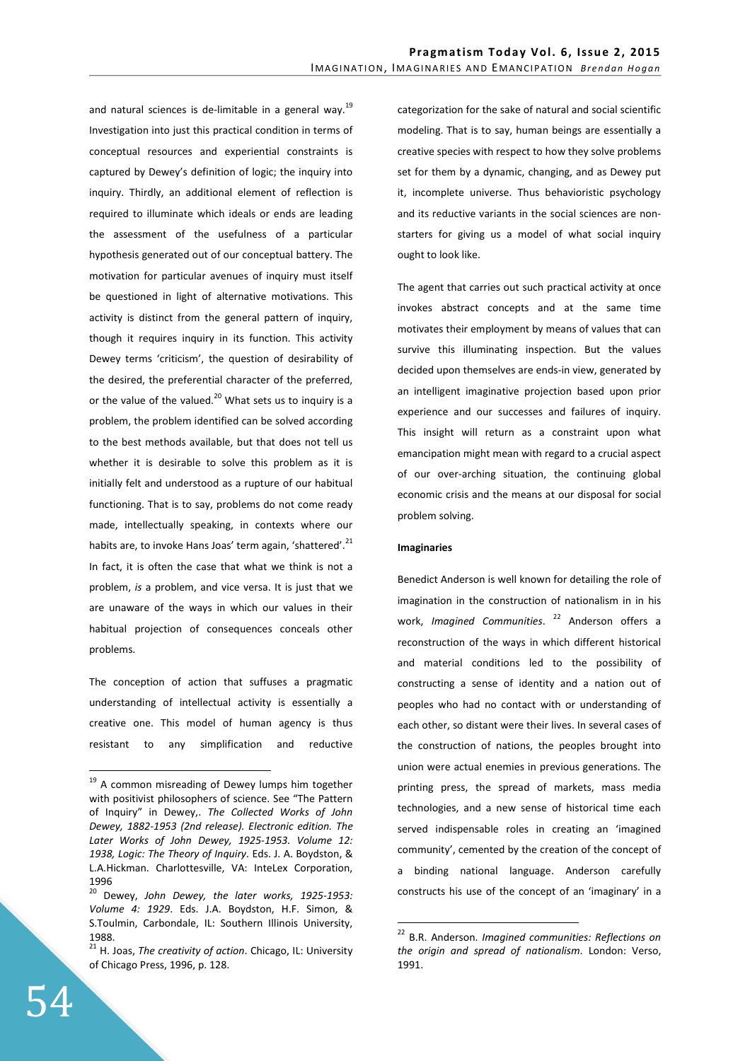and natural sciences is de-limitable in a general way.[19] Investigation into just this practical condition in terms of conceptual resources and experiential constraints is captured by Dewey's definition of logic; the inquiry into inquiry. Thirdly, an additional element of reflection is required to illuminate which ideals or ends are leading the assessment of the usefulness of a particular hypothesis generated out of our conceptual battery. The motivation for particular avenues of inquiry must itself be questioned in light of alternative motivations. This activity is distinct from the general pattern of inquiry, though it requires inquiry in its function. This activity Dewey terms 'criticism', the question of desirability of the desired, the preferential character of the preferred, or the value of the valued.[20] What sets us to inquiry is a problem, the problem identified can be solved according to the best methods available, but that does not tell us whether it is desirable to solve this problem as it is initially felt and understood as a rupture of our habitual functioning. That is to say, problems do not come ready made, intellectually speaking, in contexts where our habits are, to invoke Hans Joas' term again, 'shattered'.[21] In fact, it is often the case that what we think is not a problem, *is* a problem, and vice versa. It is just that we are unaware of the ways in which our values in their habitual projection of consequences conceals other problems.

The conception of action that suffuses a pragmatic understanding of intellectual activity is essentially a creative one. This model of human agency is thus resistant to any simplification and reductive categorization for the sake of natural and social scientific modeling. That is to say, human beings are essentially a creative species with respect to how they solve problems set for them by a dynamic, changing, and as Dewey put it, incomplete universe. Thus behavioristic psychology and its reductive variants in the social sciences are non-starters for giving us a model of what social inquiry ought to look like.

The agent that carries out such practical activity at once invokes abstract concepts and at the same time motivates their employment by means of values that can survive this illuminating inspection. But the values decided upon themselves are ends-in view, generated by an intelligent imaginative projection based upon prior experience and our successes and failures of inquiry. This insight will return as a constraint upon what emancipation might mean with regard to a crucial aspect of our over-arching situation, the continuing global economic crisis and the means at our disposal for social problem solving.

**Imaginaries**

Benedict Anderson is well known for detailing the role of imagination in the construction of nationalism in in his work, *Imagined Communities*.[22] Anderson offers a reconstruction of the ways in which different historical and material conditions led to the possibility of constructing a sense of identity and a nation out of peoples who had no contact with or understanding of each other, so distant were their lives. In several cases of the construction of nations, the peoples brought into union were actual enemies in previous generations. The printing press, the spread of markets, mass media technologies, and a new sense of historical time each served indispensable roles in creating an 'imagined community', cemented by the creation of the concept of a binding national language. Anderson carefully constructs his use of the concept of an 'imaginary' in a

---

[19] A common misreading of Dewey lumps him together with positivist philosophers of science. See "The Pattern of Inquiry" in Dewey,. *The Collected Works of John Dewey, 1882-1953 (2nd release). Electronic edition. The Later Works of John Dewey, 1925-1953. Volume 12: 1938, Logic: The Theory of Inquiry*. Eds. J. A. Boydston, & L.A.Hickman. Charlottesville, VA: InteLex Corporation, 1996

[20] Dewey, *John Dewey, the later works, 1925-1953: Volume 4: 1929*. Eds. J.A. Boydston, H.F. Simon, & S.Toulmin, Carbondale, IL: Southern Illinois University, 1988.

[21] H. Joas, *The creativity of action*. Chicago, IL: University of Chicago Press, 1996, p. 128.

[22] B.R. Anderson. *Imagined communities: Reflections on the origin and spread of nationalism*. London: Verso, 1991.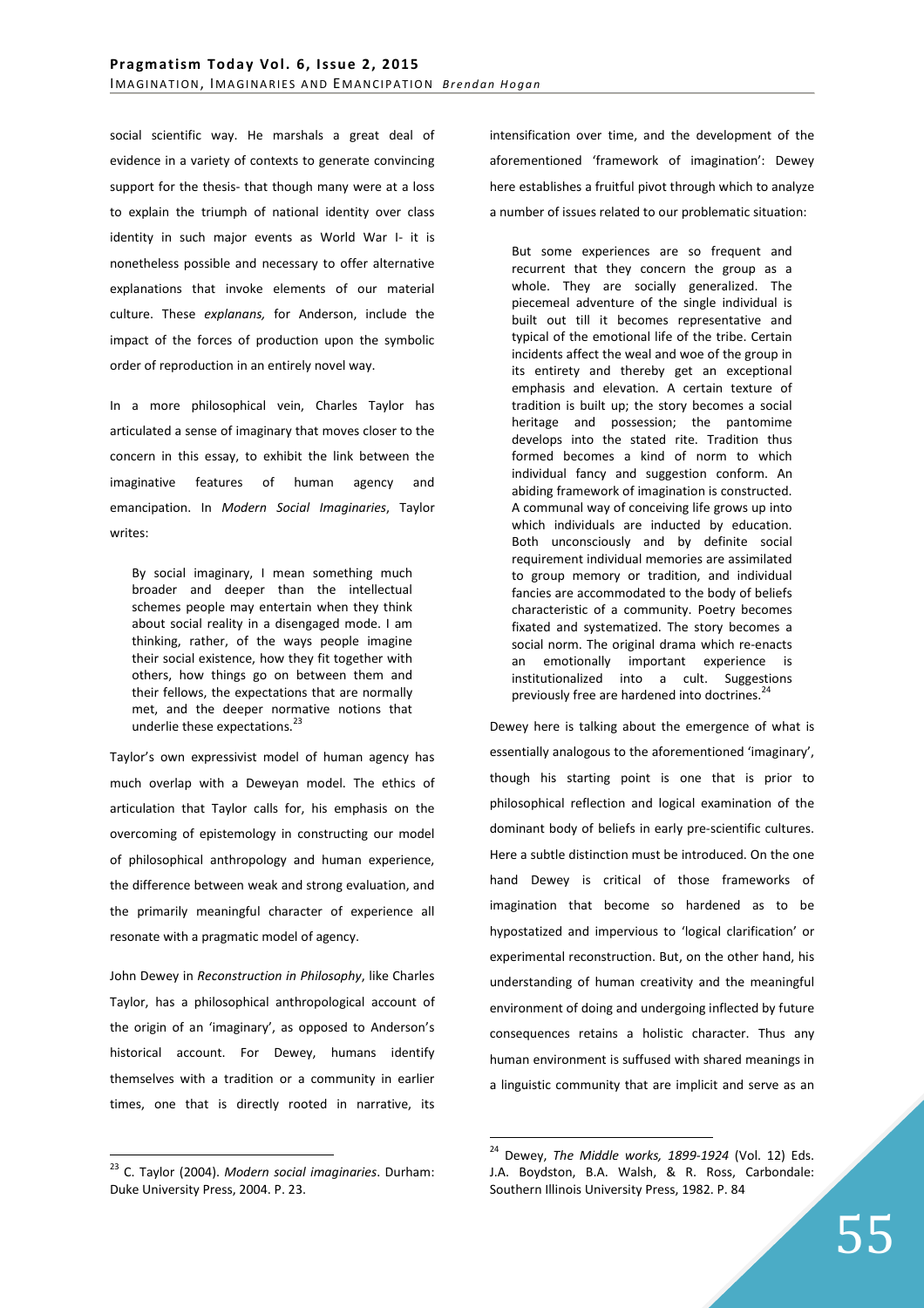social scientific way. He marshals a great deal of evidence in a variety of contexts to generate convincing support for the thesis- that though many were at a loss to explain the triumph of national identity over class identity in such major events as World War I- it is nonetheless possible and necessary to offer alternative explanations that invoke elements of our material culture. These *explanans,* for Anderson, include the impact of the forces of production upon the symbolic order of reproduction in an entirely novel way.

In a more philosophical vein, Charles Taylor has articulated a sense of imaginary that moves closer to the concern in this essay, to exhibit the link between the imaginative features of human agency and emancipation. In *Modern Social Imaginaries*, Taylor writes:

> By social imaginary, I mean something much broader and deeper than the intellectual schemes people may entertain when they think about social reality in a disengaged mode. I am thinking, rather, of the ways people imagine their social existence, how they fit together with others, how things go on between them and their fellows, the expectations that are normally met, and the deeper normative notions that underlie these expectations.[23]

Taylor's own expressivist model of human agency has much overlap with a Deweyan model. The ethics of articulation that Taylor calls for, his emphasis on the overcoming of epistemology in constructing our model of philosophical anthropology and human experience, the difference between weak and strong evaluation, and the primarily meaningful character of experience all resonate with a pragmatic model of agency.

John Dewey in *Reconstruction in Philosophy*, like Charles Taylor, has a philosophical anthropological account of the origin of an 'imaginary', as opposed to Anderson's historical account. For Dewey, humans identify themselves with a tradition or a community in earlier times, one that is directly rooted in narrative, its intensification over time, and the development of the aforementioned 'framework of imagination': Dewey here establishes a fruitful pivot through which to analyze a number of issues related to our problematic situation:

> But some experiences are so frequent and recurrent that they concern the group as a whole. They are socially generalized. The piecemeal adventure of the single individual is built out till it becomes representative and typical of the emotional life of the tribe. Certain incidents affect the weal and woe of the group in its entirety and thereby get an exceptional emphasis and elevation. A certain texture of tradition is built up; the story becomes a social heritage and possession; the pantomime develops into the stated rite. Tradition thus formed becomes a kind of norm to which individual fancy and suggestion conform. An abiding framework of imagination is constructed. A communal way of conceiving life grows up into which individuals are inducted by education. Both unconsciously and by definite social requirement individual memories are assimilated to group memory or tradition, and individual fancies are accommodated to the body of beliefs characteristic of a community. Poetry becomes fixated and systematized. The story becomes a social norm. The original drama which re-enacts an emotionally important experience is institutionalized into a cult. Suggestions previously free are hardened into doctrines.[24]

Dewey here is talking about the emergence of what is essentially analogous to the aforementioned 'imaginary', though his starting point is one that is prior to philosophical reflection and logical examination of the dominant body of beliefs in early pre-scientific cultures. Here a subtle distinction must be introduced. On the one hand Dewey is critical of those frameworks of imagination that become so hardened as to be hypostatized and impervious to 'logical clarification' or experimental reconstruction. But, on the other hand, his understanding of human creativity and the meaningful environment of doing and undergoing inflected by future consequences retains a holistic character. Thus any human environment is suffused with shared meanings in a linguistic community that are implicit and serve as an

---

[23] C. Taylor (2004). *Modern social imaginaries*. Durham: Duke University Press, 2004. P. 23.

[24] Dewey, *The Middle works, 1899-1924* (Vol. 12) Eds. J.A. Boydston, B.A. Walsh, & R. Ross, Carbondale: Southern Illinois University Press, 1982. P. 84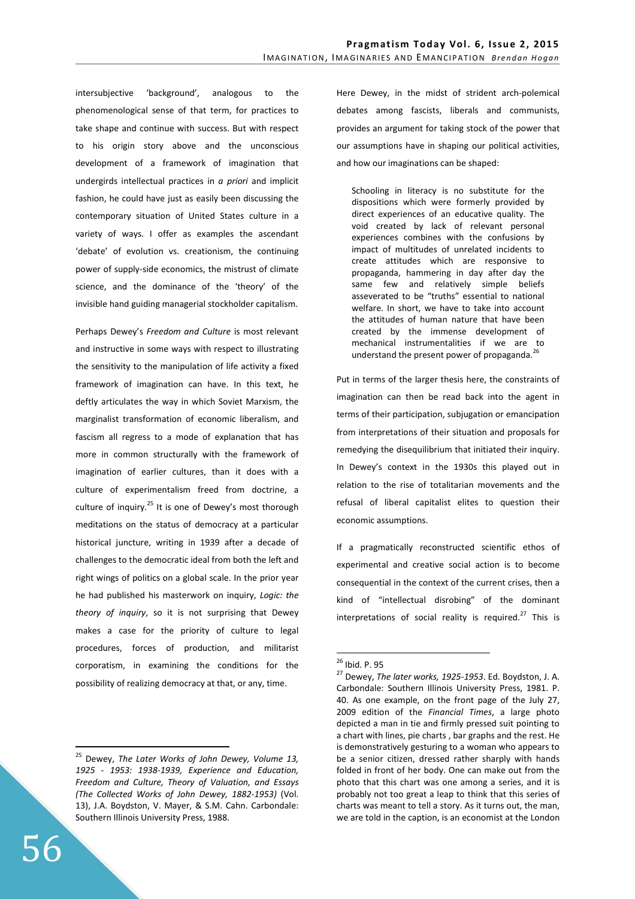intersubjective 'background', analogous to the phenomenological sense of that term, for practices to take shape and continue with success. But with respect to his origin story above and the unconscious development of a framework of imagination that undergirds intellectual practices in *a priori* and implicit fashion, he could have just as easily been discussing the contemporary situation of United States culture in a variety of ways. I offer as examples the ascendant 'debate' of evolution vs. creationism, the continuing power of supply-side economics, the mistrust of climate science, and the dominance of the 'theory' of the invisible hand guiding managerial stockholder capitalism.

Perhaps Dewey's *Freedom and Culture* is most relevant and instructive in some ways with respect to illustrating the sensitivity to the manipulation of life activity a fixed framework of imagination can have. In this text, he deftly articulates the way in which Soviet Marxism, the marginalist transformation of economic liberalism, and fascism all regress to a mode of explanation that has more in common structurally with the framework of imagination of earlier cultures, than it does with a culture of experimentalism freed from doctrine, a culture of inquiry.[25] It is one of Dewey's most thorough meditations on the status of democracy at a particular historical juncture, writing in 1939 after a decade of challenges to the democratic ideal from both the left and right wings of politics on a global scale. In the prior year he had published his masterwork on inquiry, *Logic: the theory of inquiry*, so it is not surprising that Dewey makes a case for the priority of culture to legal procedures, forces of production, and militarist corporatism, in examining the conditions for the possibility of realizing democracy at that, or any, time.

Here Dewey, in the midst of strident arch-polemical debates among fascists, liberals and communists, provides an argument for taking stock of the power that our assumptions have in shaping our political activities, and how our imaginations can be shaped:

> Schooling in literacy is no substitute for the dispositions which were formerly provided by direct experiences of an educative quality. The void created by lack of relevant personal experiences combines with the confusions by impact of multitudes of unrelated incidents to create attitudes which are responsive to propaganda, hammering in day after day the same few and relatively simple beliefs asseverated to be "truths" essential to national welfare. In short, we have to take into account the attitudes of human nature that have been created by the immense development of mechanical instrumentalities if we are to understand the present power of propaganda.[26]

Put in terms of the larger thesis here, the constraints of imagination can then be read back into the agent in terms of their participation, subjugation or emancipation from interpretations of their situation and proposals for remedying the disequilibrium that initiated their inquiry. In Dewey's context in the 1930s this played out in relation to the rise of totalitarian movements and the refusal of liberal capitalist elites to question their economic assumptions.

If a pragmatically reconstructed scientific ethos of experimental and creative social action is to become consequential in the context of the current crises, then a kind of "intellectual disrobing" of the dominant interpretations of social reality is required.[27] This is

---

[25] Dewey, *The Later Works of John Dewey, Volume 13, 1925 - 1953: 1938-1939, Experience and Education, Freedom and Culture, Theory of Valuation, and Essays (The Collected Works of John Dewey, 1882-1953)* (Vol. 13), J.A. Boydston, V. Mayer, & S.M. Cahn. Carbondale: Southern Illinois University Press, 1988.

[26] Ibid. P. 95

[27] Dewey, *The later works, 1925-1953*. Ed. Boydston, J. A. Carbondale: Southern Illinois University Press, 1981. P. 40. As one example, on the front page of the July 27, 2009 edition of the *Financial Times*, a large photo depicted a man in tie and firmly pressed suit pointing to a chart with lines, pie charts , bar graphs and the rest. He is demonstratively gesturing to a woman who appears to be a senior citizen, dressed rather sharply with hands folded in front of her body. One can make out from the photo that this chart was one among a series, and it is probably not too great a leap to think that this series of charts was meant to tell a story. As it turns out, the man, we are told in the caption, is an economist at the London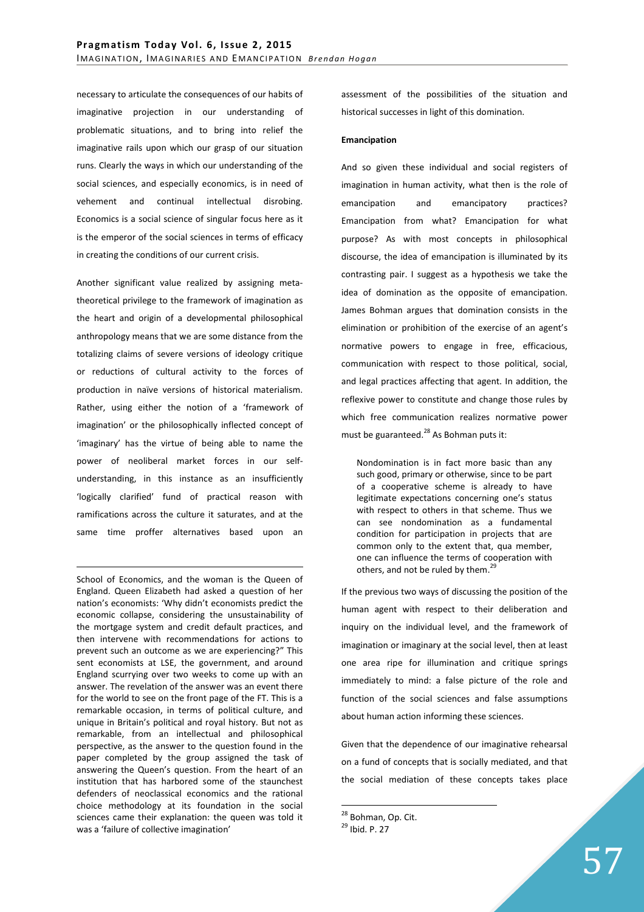necessary to articulate the consequences of our habits of imaginative projection in our understanding of problematic situations, and to bring into relief the imaginative rails upon which our grasp of our situation runs. Clearly the ways in which our understanding of the social sciences, and especially economics, is in need of vehement and continual intellectual disrobing. Economics is a social science of singular focus here as it is the emperor of the social sciences in terms of efficacy in creating the conditions of our current crisis.

Another significant value realized by assigning meta-theoretical privilege to the framework of imagination as the heart and origin of a developmental philosophical anthropology means that we are some distance from the totalizing claims of severe versions of ideology critique or reductions of cultural activity to the forces of production in naïve versions of historical materialism. Rather, using either the notion of a 'framework of imagination' or the philosophically inflected concept of 'imaginary' has the virtue of being able to name the power of neoliberal market forces in our self-understanding, in this instance as an insufficiently 'logically clarified' fund of practical reason with ramifications across the culture it saturates, and at the same time proffer alternatives based upon an assessment of the possibilities of the situation and historical successes in light of this domination.

**Emancipation**

And so given these individual and social registers of imagination in human activity, what then is the role of emancipation and emancipatory practices? Emancipation from what? Emancipation for what purpose? As with most concepts in philosophical discourse, the idea of emancipation is illuminated by its contrasting pair. I suggest as a hypothesis we take the idea of domination as the opposite of emancipation. James Bohman argues that domination consists in the elimination or prohibition of the exercise of an agent's normative powers to engage in free, efficacious, communication with respect to those political, social, and legal practices affecting that agent. In addition, the reflexive power to constitute and change those rules by which free communication realizes normative power must be guaranteed.[28] As Bohman puts it:

> Nondomination is in fact more basic than any such good, primary or otherwise, since to be part of a cooperative scheme is already to have legitimate expectations concerning one's status with respect to others in that scheme. Thus we can see nondomination as a fundamental condition for participation in projects that are common only to the extent that, qua member, one can influence the terms of cooperation with others, and not be ruled by them.[29]

If the previous two ways of discussing the position of the human agent with respect to their deliberation and inquiry on the individual level, and the framework of imagination or imaginary at the social level, then at least one area ripe for illumination and critique springs immediately to mind: a false picture of the role and function of the social sciences and false assumptions about human action informing these sciences.

Given that the dependence of our imaginative rehearsal on a fund of concepts that is socially mediated, and that the social mediation of these concepts takes place

---

School of Economics, and the woman is the Queen of England. Queen Elizabeth had asked a question of her nation's economists: 'Why didn't economists predict the economic collapse, considering the unsustainability of the mortgage system and credit default practices, and then intervene with recommendations for actions to prevent such an outcome as we are experiencing?" This sent economists at LSE, the government, and around England scurrying over two weeks to come up with an answer. The revelation of the answer was an event there for the world to see on the front page of the FT. This is a remarkable occasion, in terms of political culture, and unique in Britain's political and royal history. But not as remarkable, from an intellectual and philosophical perspective, as the answer to the question found in the paper completed by the group assigned the task of answering the Queen's question. From the heart of an institution that has harbored some of the staunchest defenders of neoclassical economics and the rational choice methodology at its foundation in the social sciences came their explanation: the queen was told it was a 'failure of collective imagination'

[28] Bohman, Op. Cit.

[29] Ibid. P. 27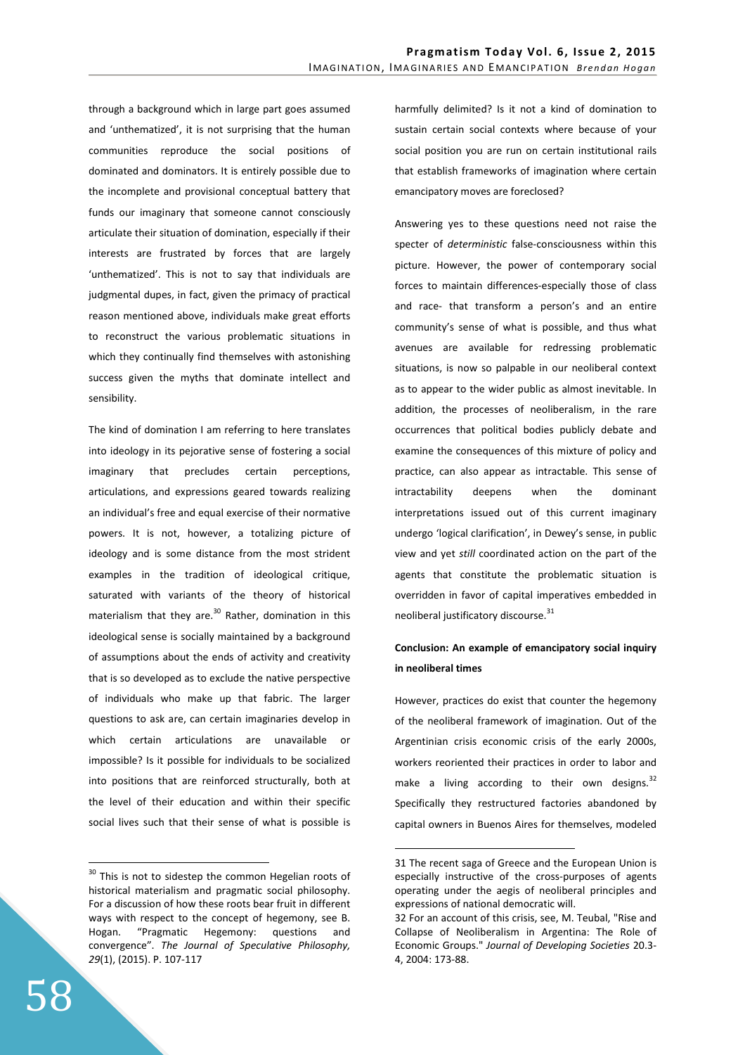through a background which in large part goes assumed and 'unthematized', it is not surprising that the human communities reproduce the social positions of dominated and dominators. It is entirely possible due to the incomplete and provisional conceptual battery that funds our imaginary that someone cannot consciously articulate their situation of domination, especially if their interests are frustrated by forces that are largely 'unthematized'. This is not to say that individuals are judgmental dupes, in fact, given the primacy of practical reason mentioned above, individuals make great efforts to reconstruct the various problematic situations in which they continually find themselves with astonishing success given the myths that dominate intellect and sensibility.

The kind of domination I am referring to here translates into ideology in its pejorative sense of fostering a social imaginary that precludes certain perceptions, articulations, and expressions geared towards realizing an individual's free and equal exercise of their normative powers. It is not, however, a totalizing picture of ideology and is some distance from the most strident examples in the tradition of ideological critique, saturated with variants of the theory of historical materialism that they are.[30] Rather, domination in this ideological sense is socially maintained by a background of assumptions about the ends of activity and creativity that is so developed as to exclude the native perspective of individuals who make up that fabric. The larger questions to ask are, can certain imaginaries develop in which certain articulations are unavailable or impossible? Is it possible for individuals to be socialized into positions that are reinforced structurally, both at the level of their education and within their specific social lives such that their sense of what is possible is harmfully delimited? Is it not a kind of domination to sustain certain social contexts where because of your social position you are run on certain institutional rails that establish frameworks of imagination where certain emancipatory moves are foreclosed?

Answering yes to these questions need not raise the specter of *deterministic* false-consciousness within this picture. However, the power of contemporary social forces to maintain differences-especially those of class and race- that transform a person's and an entire community's sense of what is possible, and thus what avenues are available for redressing problematic situations, is now so palpable in our neoliberal context as to appear to the wider public as almost inevitable. In addition, the processes of neoliberalism, in the rare occurrences that political bodies publicly debate and examine the consequences of this mixture of policy and practice, can also appear as intractable. This sense of intractability deepens when the dominant interpretations issued out of this current imaginary undergo 'logical clarification', in Dewey's sense, in public view and yet *still* coordinated action on the part of the agents that constitute the problematic situation is overridden in favor of capital imperatives embedded in neoliberal justificatory discourse.[31]

### Conclusion: An example of emancipatory social inquiry in neoliberal times

However, practices do exist that counter the hegemony of the neoliberal framework of imagination. Out of the Argentinian crisis economic crisis of the early 2000s, workers reoriented their practices in order to labor and make a living according to their own designs.[32] Specifically they restructured factories abandoned by capital owners in Buenos Aires for themselves, modeled

---

[30] This is not to sidestep the common Hegelian roots of historical materialism and pragmatic social philosophy. For a discussion of how these roots bear fruit in different ways with respect to the concept of hegemony, see B. Hogan. "Pragmatic Hegemony: questions and convergence". *The Journal of Speculative Philosophy, 29*(1), (2015). P. 107-117

[31] The recent saga of Greece and the European Union is especially instructive of the cross-purposes of agents operating under the aegis of neoliberal principles and expressions of national democratic will.

[32] For an account of this crisis, see, M. Teubal, "Rise and Collapse of Neoliberalism in Argentina: The Role of Economic Groups." *Journal of Developing Societies* 20.3-4, 2004: 173-88.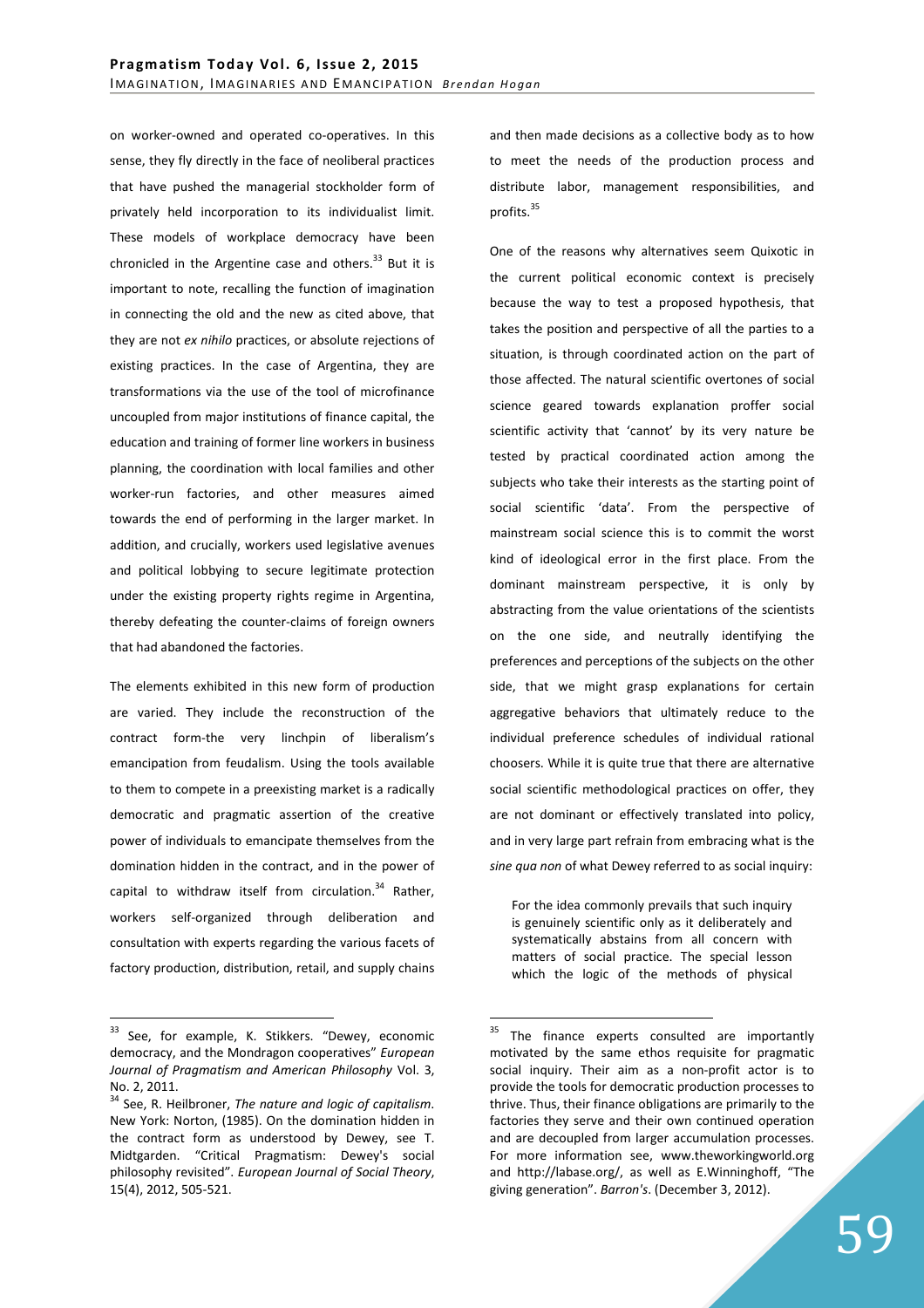on worker-owned and operated co-operatives. In this sense, they fly directly in the face of neoliberal practices that have pushed the managerial stockholder form of privately held incorporation to its individualist limit. These models of workplace democracy have been chronicled in the Argentine case and others.[33] But it is important to note, recalling the function of imagination in connecting the old and the new as cited above, that they are not *ex nihilo* practices, or absolute rejections of existing practices. In the case of Argentina, they are transformations via the use of the tool of microfinance uncoupled from major institutions of finance capital, the education and training of former line workers in business planning, the coordination with local families and other worker-run factories, and other measures aimed towards the end of performing in the larger market. In addition, and crucially, workers used legislative avenues and political lobbying to secure legitimate protection under the existing property rights regime in Argentina, thereby defeating the counter-claims of foreign owners that had abandoned the factories.

The elements exhibited in this new form of production are varied. They include the reconstruction of the contract form-the very linchpin of liberalism's emancipation from feudalism. Using the tools available to them to compete in a preexisting market is a radically democratic and pragmatic assertion of the creative power of individuals to emancipate themselves from the domination hidden in the contract, and in the power of capital to withdraw itself from circulation.[34] Rather, workers self-organized through deliberation and consultation with experts regarding the various facets of factory production, distribution, retail, and supply chains and then made decisions as a collective body as to how to meet the needs of the production process and distribute labor, management responsibilities, and profits.[35]

One of the reasons why alternatives seem Quixotic in the current political economic context is precisely because the way to test a proposed hypothesis, that takes the position and perspective of all the parties to a situation, is through coordinated action on the part of those affected. The natural scientific overtones of social science geared towards explanation proffer social scientific activity that 'cannot' by its very nature be tested by practical coordinated action among the subjects who take their interests as the starting point of social scientific 'data'. From the perspective of mainstream social science this is to commit the worst kind of ideological error in the first place. From the dominant mainstream perspective, it is only by abstracting from the value orientations of the scientists on the one side, and neutrally identifying the preferences and perceptions of the subjects on the other side, that we might grasp explanations for certain aggregative behaviors that ultimately reduce to the individual preference schedules of individual rational choosers. While it is quite true that there are alternative social scientific methodological practices on offer, they are not dominant or effectively translated into policy, and in very large part refrain from embracing what is the *sine qua non* of what Dewey referred to as social inquiry:

> For the idea commonly prevails that such inquiry is genuinely scientific only as it deliberately and systematically abstains from all concern with matters of social practice. The special lesson which the logic of the methods of physical

---

[33] See, for example, K. Stikkers. "Dewey, economic democracy, and the Mondragon cooperatives" *European Journal of Pragmatism and American Philosophy* Vol. 3, No. 2, 2011.

[34] See, R. Heilbroner, *The nature and logic of capitalism*. New York: Norton, (1985). On the domination hidden in the contract form as understood by Dewey, see T. Midtgarden. "Critical Pragmatism: Dewey's social philosophy revisited". *European Journal of Social Theory*, 15(4), 2012, 505-521.

[35] The finance experts consulted are importantly motivated by the same ethos requisite for pragmatic social inquiry. Their aim as a non-profit actor is to provide the tools for democratic production processes to thrive. Thus, their finance obligations are primarily to the factories they serve and their own continued operation and are decoupled from larger accumulation processes. For more information see, www.theworkingworld.org and http://labase.org/, as well as E.Winninghoff, "The giving generation". *Barron's*. (December 3, 2012).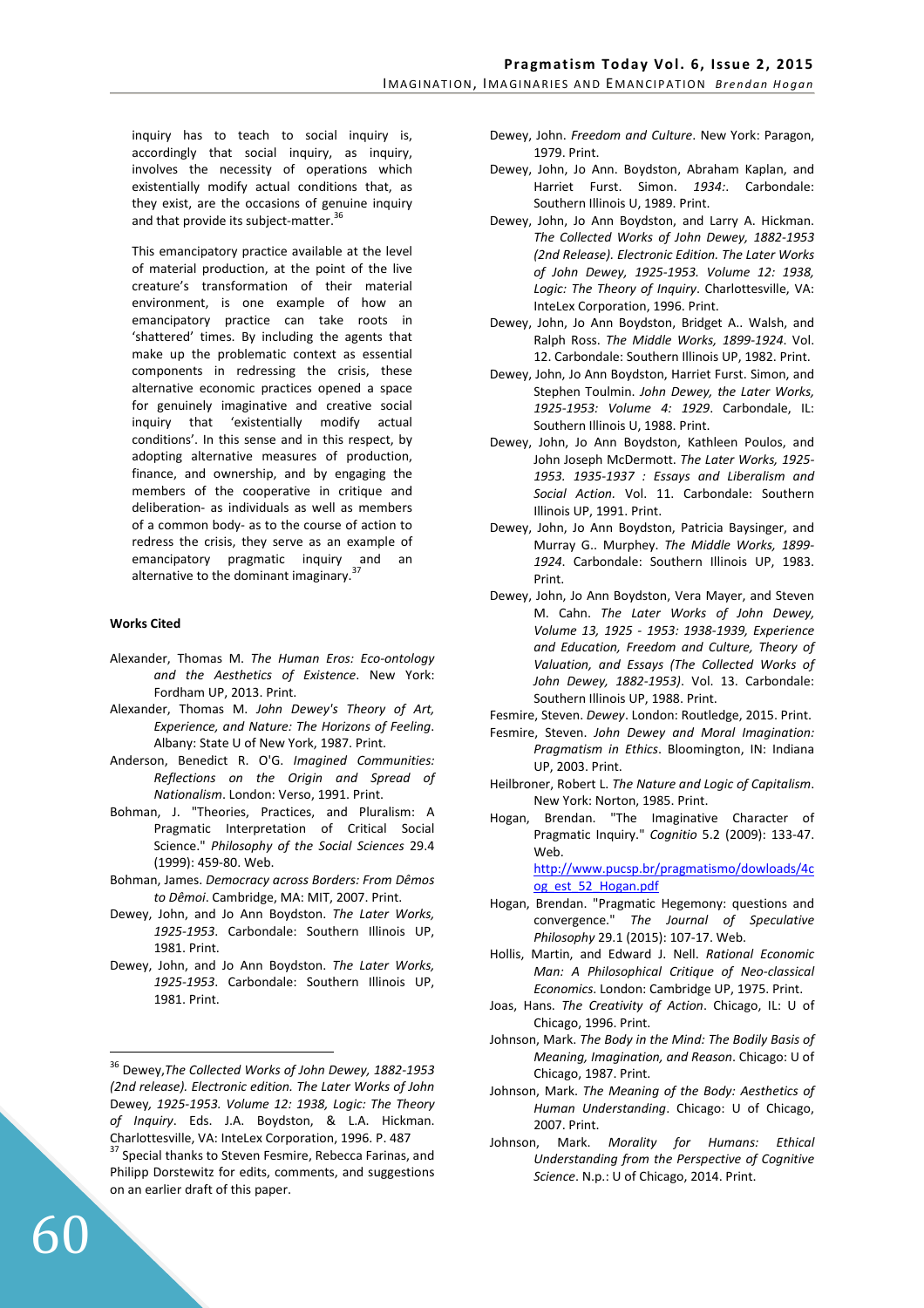inquiry has to teach to social inquiry is, accordingly that social inquiry, as inquiry, involves the necessity of operations which existentially modify actual conditions that, as they exist, are the occasions of genuine inquiry and that provide its subject-matter.[36]

This emancipatory practice available at the level of material production, at the point of the live creature's transformation of their material environment, is one example of how an emancipatory practice can take roots in 'shattered' times. By including the agents that make up the problematic context as essential components in redressing the crisis, these alternative economic practices opened a space for genuinely imaginative and creative social inquiry that 'existentially modify actual conditions'. In this sense and in this respect, by adopting alternative measures of production, finance, and ownership, and by engaging the members of the cooperative in critique and deliberation- as individuals as well as members of a common body- as to the course of action to redress the crisis, they serve as an example of emancipatory pragmatic inquiry and an alternative to the dominant imaginary.[37]

**Works Cited**

Alexander, Thomas M. *The Human Eros: Eco-ontology and the Aesthetics of Existence*. New York: Fordham UP, 2013. Print.

Alexander, Thomas M. *John Dewey's Theory of Art, Experience, and Nature: The Horizons of Feeling*. Albany: State U of New York, 1987. Print.

Anderson, Benedict R. O'G. *Imagined Communities: Reflections on the Origin and Spread of Nationalism*. London: Verso, 1991. Print.

Bohman, J. "Theories, Practices, and Pluralism: A Pragmatic Interpretation of Critical Social Science." *Philosophy of the Social Sciences* 29.4 (1999): 459-80. Web.

Bohman, James. *Democracy across Borders: From Dêmos to Dêmoi*. Cambridge, MA: MIT, 2007. Print.

Dewey, John, and Jo Ann Boydston. *The Later Works, 1925-1953*. Carbondale: Southern Illinois UP, 1981. Print.

Dewey, John, and Jo Ann Boydston. *The Later Works, 1925-1953*. Carbondale: Southern Illinois UP, 1981. Print.

Dewey, John. *Freedom and Culture*. New York: Paragon, 1979. Print.

Dewey, John, Jo Ann. Boydston, Abraham Kaplan, and Harriet Furst. Simon. *1934:*. Carbondale: Southern Illinois U, 1989. Print.

Dewey, John, Jo Ann Boydston, and Larry A. Hickman. *The Collected Works of John Dewey, 1882-1953 (2nd Release). Electronic Edition. The Later Works of John Dewey, 1925-1953. Volume 12: 1938, Logic: The Theory of Inquiry*. Charlottesville, VA: InteLex Corporation, 1996. Print.

Dewey, John, Jo Ann Boydston, Bridget A.. Walsh, and Ralph Ross. *The Middle Works, 1899-1924*. Vol. 12. Carbondale: Southern Illinois UP, 1982. Print.

Dewey, John, Jo Ann Boydston, Harriet Furst. Simon, and Stephen Toulmin. *John Dewey, the Later Works, 1925-1953: Volume 4: 1929*. Carbondale, IL: Southern Illinois U, 1988. Print.

Dewey, John, Jo Ann Boydston, Kathleen Poulos, and John Joseph McDermott. *The Later Works, 1925-1953. 1935-1937 : Essays and Liberalism and Social Action.* Vol. 11. Carbondale: Southern Illinois UP, 1991. Print.

Dewey, John, Jo Ann Boydston, Patricia Baysinger, and Murray G.. Murphey. *The Middle Works, 1899-1924*. Carbondale: Southern Illinois UP, 1983. Print.

Dewey, John, Jo Ann Boydston, Vera Mayer, and Steven M. Cahn. *The Later Works of John Dewey, Volume 13, 1925 - 1953: 1938-1939, Experience and Education, Freedom and Culture, Theory of Valuation, and Essays (The Collected Works of John Dewey, 1882-1953)*. Vol. 13. Carbondale: Southern Illinois UP, 1988. Print.

Fesmire, Steven. *Dewey*. London: Routledge, 2015. Print.

Fesmire, Steven. *John Dewey and Moral Imagination: Pragmatism in Ethics*. Bloomington, IN: Indiana UP, 2003. Print.

Heilbroner, Robert L. *The Nature and Logic of Capitalism*. New York: Norton, 1985. Print.

Hogan, Brendan. "The Imaginative Character of Pragmatic Inquiry." *Cognitio* 5.2 (2009): 133-47. Web. http://www.pucsp.br/pragmatismo/dowloads/4cog_est_52_Hogan.pdf

Hogan, Brendan. "Pragmatic Hegemony: questions and convergence." *The Journal of Speculative Philosophy* 29.1 (2015): 107-17. Web.

Hollis, Martin, and Edward J. Nell. *Rational Economic Man: A Philosophical Critique of Neo-classical Economics*. London: Cambridge UP, 1975. Print.

Joas, Hans. *The Creativity of Action*. Chicago, IL: U of Chicago, 1996. Print.

Johnson, Mark. *The Body in the Mind: The Bodily Basis of Meaning, Imagination, and Reason*. Chicago: U of Chicago, 1987. Print.

Johnson, Mark. *The Meaning of the Body: Aesthetics of Human Understanding*. Chicago: U of Chicago, 2007. Print.

Johnson, Mark. *Morality for Humans: Ethical Understanding from the Perspective of Cognitive Science*. N.p.: U of Chicago, 2014. Print.

---

[36] Dewey,*The Collected Works of John Dewey, 1882-1953 (2nd release). Electronic edition. The Later Works of John* Dewey, *1925-1953. Volume 12: 1938, Logic: The Theory of Inquiry*. Eds. J.A. Boydston, & L.A. Hickman. Charlottesville, VA: InteLex Corporation, 1996. P. 487

[37] Special thanks to Steven Fesmire, Rebecca Farinas, and Philipp Dorstewitz for edits, comments, and suggestions on an earlier draft of this paper.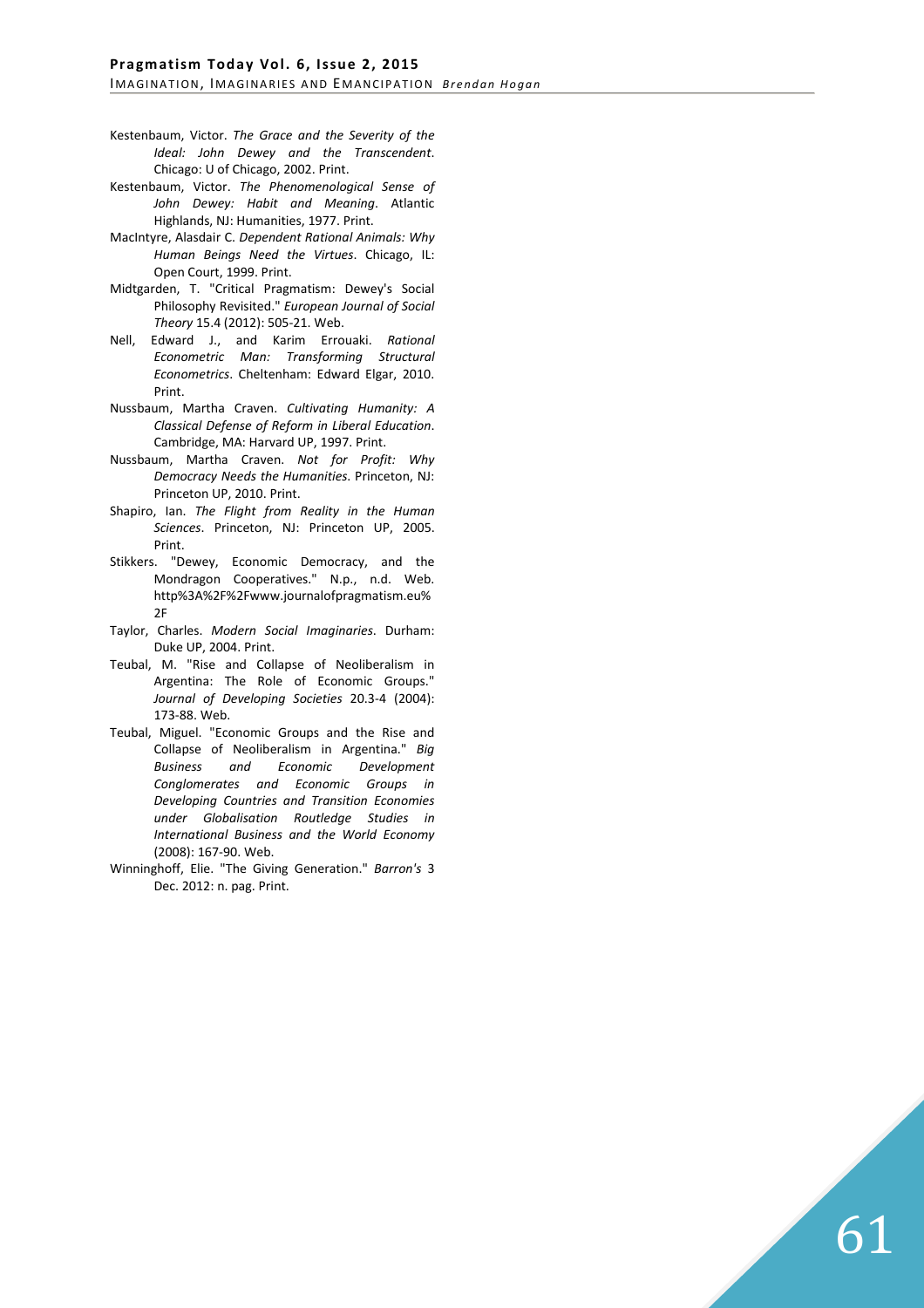Kestenbaum, Victor. *The Grace and the Severity of the Ideal: John Dewey and the Transcendent*. Chicago: U of Chicago, 2002. Print.

Kestenbaum, Victor. *The Phenomenological Sense of John Dewey: Habit and Meaning*. Atlantic Highlands, NJ: Humanities, 1977. Print.

MacIntyre, Alasdair C. *Dependent Rational Animals: Why Human Beings Need the Virtues*. Chicago, IL: Open Court, 1999. Print.

Midtgarden, T. "Critical Pragmatism: Dewey's Social Philosophy Revisited." *European Journal of Social Theory* 15.4 (2012): 505-21. Web.

Nell, Edward J., and Karim Errouaki. *Rational Econometric Man: Transforming Structural Econometrics*. Cheltenham: Edward Elgar, 2010. Print.

Nussbaum, Martha Craven. *Cultivating Humanity: A Classical Defense of Reform in Liberal Education*. Cambridge, MA: Harvard UP, 1997. Print.

Nussbaum, Martha Craven. *Not for Profit: Why Democracy Needs the Humanities*. Princeton, NJ: Princeton UP, 2010. Print.

Shapiro, Ian. *The Flight from Reality in the Human Sciences*. Princeton, NJ: Princeton UP, 2005. Print.

Stikkers. "Dewey, Economic Democracy, and the Mondragon Cooperatives." N.p., n.d. Web. http%3A%2F%2Fwww.journalofpragmatism.eu%2F

Taylor, Charles. *Modern Social Imaginaries*. Durham: Duke UP, 2004. Print.

Teubal, M. "Rise and Collapse of Neoliberalism in Argentina: The Role of Economic Groups." *Journal of Developing Societies* 20.3-4 (2004): 173-88. Web.

Teubal, Miguel. "Economic Groups and the Rise and Collapse of Neoliberalism in Argentina." *Big Business and Economic Development Conglomerates and Economic Groups in Developing Countries and Transition Economies under Globalisation Routledge Studies in International Business and the World Economy* (2008): 167-90. Web.

Winninghoff, Elie. "The Giving Generation." *Barron's* 3 Dec. 2012: n. pag. Print.